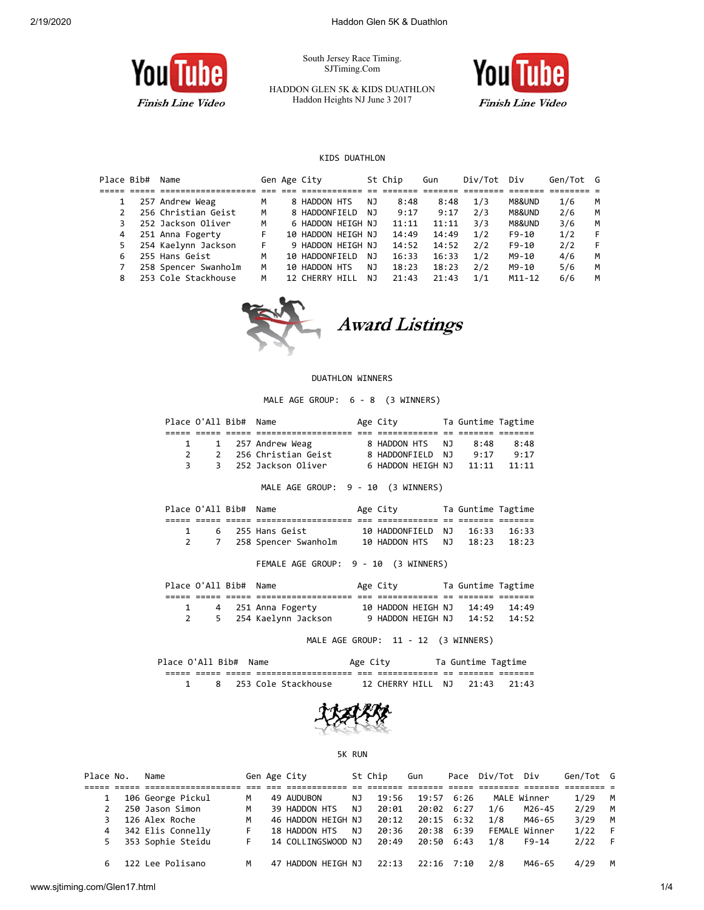South Jersey Race Timing.
SJTiming.Com

HADDON GLEN 5K & KIDS DUATHLON
Haddon Heights NJ June 3 2017

YouTube *Finish Line Video*

## KIDS DUATHLON

| Place | Bib# | Name | Gen | Age | City | St | Chip | Gun | Div/Tot | Div | Gen/Tot | G |
|---|---|---|---|---|---|---|---|---|---|---|---|---|
| 1 | 257 | Andrew Weag | M | 8 | HADDON HTS | NJ | 8:48 | 8:48 | 1/3 | M8&UND | 1/6 | M |
| 2 | 256 | Christian Geist | M | 8 | HADDONFIELD | NJ | 9:17 | 9:17 | 2/3 | M8&UND | 2/6 | M |
| 3 | 252 | Jackson Oliver | M | 6 | HADDON HEIGH | NJ | 11:11 | 11:11 | 3/3 | M8&UND | 3/6 | M |
| 4 | 251 | Anna Fogerty | F | 10 | HADDON HEIGH | NJ | 14:49 | 14:49 | 1/2 | F9-10 | 1/2 | F |
| 5 | 254 | Kaelynn Jackson | F | 9 | HADDON HEIGH | NJ | 14:52 | 14:52 | 2/2 | F9-10 | 2/2 | F |
| 6 | 255 | Hans Geist | M | 10 | HADDONFIELD | NJ | 16:33 | 16:33 | 1/2 | M9-10 | 4/6 | M |
| 7 | 258 | Spencer Swanholm | M | 10 | HADDON HTS | NJ | 18:23 | 18:23 | 2/2 | M9-10 | 5/6 | M |
| 8 | 253 | Cole Stackhouse | M | 12 | CHERRY HILL | NJ | 21:43 | 21:43 | 1/1 | M11-12 | 6/6 | M |

## *Award Listings*

### DUATHLON WINNERS

MALE AGE GROUP: 6 - 8 (3 WINNERS)

| Place | O'All | Bib# | Name | Age | City | Ta | Guntime | Tagtime |
|---|---|---|---|---|---|---|---|---|
| 1 | 1 | 257 | Andrew Weag | 8 | HADDON HTS | NJ | 8:48 | 8:48 |
| 2 | 2 | 256 | Christian Geist | 8 | HADDONFIELD | NJ | 9:17 | 9:17 |
| 3 | 3 | 252 | Jackson Oliver | 6 | HADDON HEIGH | NJ | 11:11 | 11:11 |

MALE AGE GROUP: 9 - 10 (3 WINNERS)

| Place | O'All | Bib# | Name | Age | City | Ta | Guntime | Tagtime |
|---|---|---|---|---|---|---|---|---|
| 1 | 6 | 255 | Hans Geist | 10 | HADDONFIELD | NJ | 16:33 | 16:33 |
| 2 | 7 | 258 | Spencer Swanholm | 10 | HADDON HTS | NJ | 18:23 | 18:23 |

FEMALE AGE GROUP: 9 - 10 (3 WINNERS)

| Place | O'All | Bib# | Name | Age | City | Ta | Guntime | Tagtime |
|---|---|---|---|---|---|---|---|---|
| 1 | 4 | 251 | Anna Fogerty | 10 | HADDON HEIGH | NJ | 14:49 | 14:49 |
| 2 | 5 | 254 | Kaelynn Jackson | 9 | HADDON HEIGH | NJ | 14:52 | 14:52 |

MALE AGE GROUP: 11 - 12 (3 WINNERS)

| Place | O'All | Bib# | Name | Age | City | Ta | Guntime | Tagtime |
|---|---|---|---|---|---|---|---|---|
| 1 | 8 | 253 | Cole Stackhouse | 12 | CHERRY HILL | NJ | 21:43 | 21:43 |

## 5K RUN

| Place | No. | Name | Gen | Age | City | St | Chip | Gun | Pace | Div/Tot | Div | Gen/Tot | G |
|---|---|---|---|---|---|---|---|---|---|---|---|---|---|
| 1 | 106 | George Pickul | M | 49 | AUDUBON | NJ | 19:56 | 19:57 | 6:26 | MALE | Winner | 1/29 | M |
| 2 | 250 | Jason Simon | M | 39 | HADDON HTS | NJ | 20:01 | 20:02 | 6:27 | 1/6 | M26-45 | 2/29 | M |
| 3 | 126 | Alex Roche | M | 46 | HADDON HEIGH | NJ | 20:12 | 20:15 | 6:32 | 1/8 | M46-65 | 3/29 | M |
| 4 | 342 | Elis Connelly | F | 18 | HADDON HTS | NJ | 20:36 | 20:38 | 6:39 | FEMALE | Winner | 1/22 | F |
| 5 | 353 | Sophie Steidu | F | 14 | COLLINGSWOOD | NJ | 20:49 | 20:50 | 6:43 | 1/8 | F9-14 | 2/22 | F |
| 6 | 122 | Lee Polisano | M | 47 | HADDON HEIGH | NJ | 22:13 | 22:16 | 7:10 | 2/8 | M46-65 | 4/29 | M |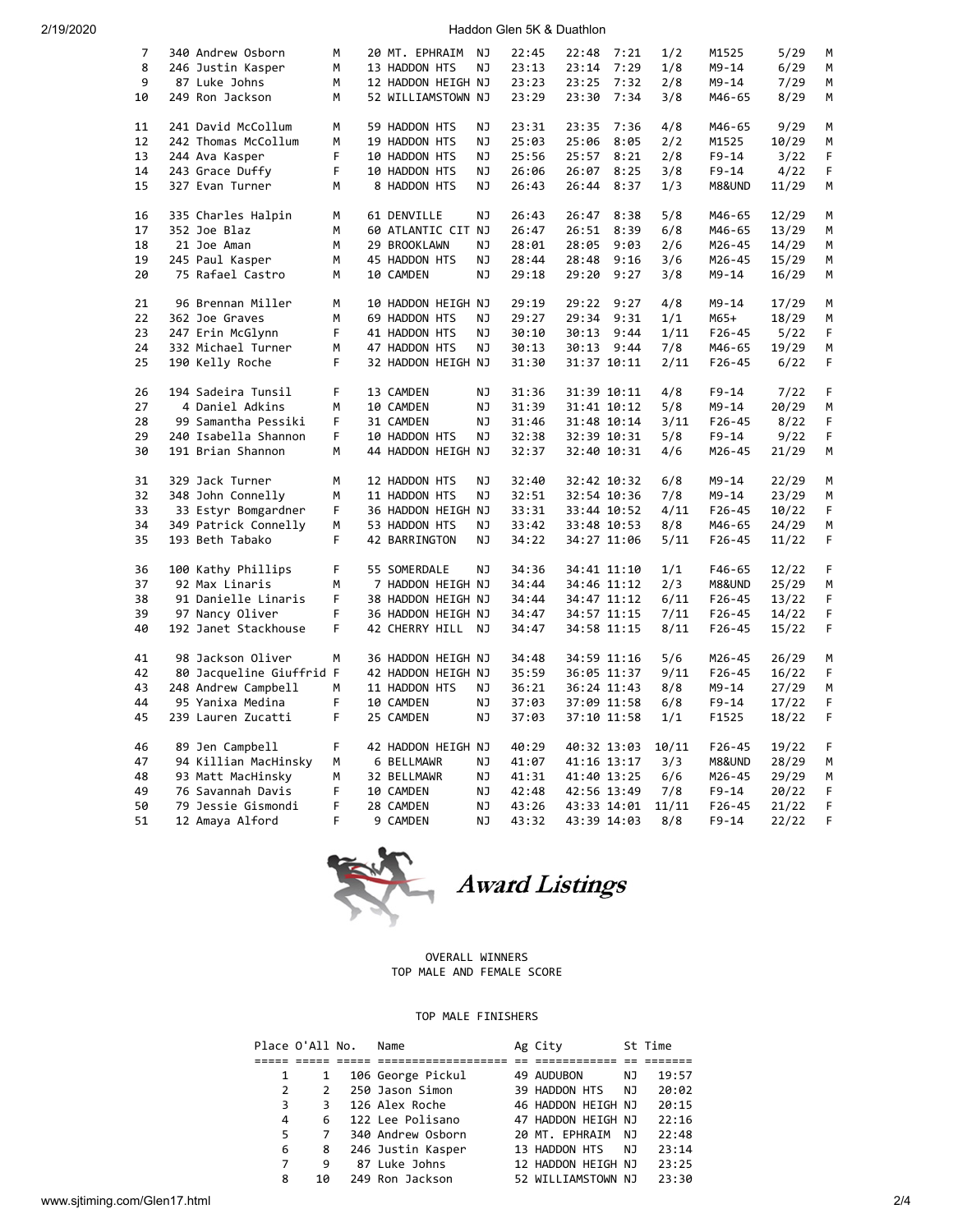| | | | | | | | | | | | | | |
|---|---|---|---|---|---|---|---|---|---|---|---|---|---|
| 7 | 340 | Andrew Osborn | M | 20 | MT. EPHRAIM | NJ | 22:45 | 22:48 | 7:21 | 1/2 | M1525 | 5/29 | M |
| 8 | 246 | Justin Kasper | M | 13 | HADDON HTS | NJ | 23:13 | 23:14 | 7:29 | 1/8 | M9-14 | 6/29 | M |
| 9 | 87 | Luke Johns | M | 12 | HADDON HEIGH | NJ | 23:23 | 23:25 | 7:32 | 2/8 | M9-14 | 7/29 | M |
| 10 | 249 | Ron Jackson | M | 52 | WILLIAMSTOWN | NJ | 23:29 | 23:30 | 7:34 | 3/8 | M46-65 | 8/29 | M |
| 11 | 241 | David McCollum | M | 59 | HADDON HTS | NJ | 23:31 | 23:35 | 7:36 | 4/8 | M46-65 | 9/29 | M |
| 12 | 242 | Thomas McCollum | M | 19 | HADDON HTS | NJ | 25:03 | 25:06 | 8:05 | 2/2 | M1525 | 10/29 | M |
| 13 | 244 | Ava Kasper | F | 10 | HADDON HTS | NJ | 25:56 | 25:57 | 8:21 | 2/8 | F9-14 | 3/22 | F |
| 14 | 243 | Grace Duffy | F | 10 | HADDON HTS | NJ | 26:06 | 26:07 | 8:25 | 3/8 | F9-14 | 4/22 | F |
| 15 | 327 | Evan Turner | M | 8 | HADDON HTS | NJ | 26:43 | 26:44 | 8:37 | 1/3 | M8&UND | 11/29 | M |
| 16 | 335 | Charles Halpin | M | 61 | DENVILLE | NJ | 26:43 | 26:47 | 8:38 | 5/8 | M46-65 | 12/29 | M |
| 17 | 352 | Joe Blaz | M | 60 | ATLANTIC CIT | NJ | 26:47 | 26:51 | 8:39 | 6/8 | M46-65 | 13/29 | M |
| 18 | 21 | Joe Aman | M | 29 | BROOKLAWN | NJ | 28:01 | 28:05 | 9:03 | 2/6 | M26-45 | 14/29 | M |
| 19 | 245 | Paul Kasper | M | 45 | HADDON HTS | NJ | 28:44 | 28:48 | 9:16 | 3/6 | M26-45 | 15/29 | M |
| 20 | 75 | Rafael Castro | M | 10 | CAMDEN | NJ | 29:18 | 29:20 | 9:27 | 3/8 | M9-14 | 16/29 | M |
| 21 | 96 | Brennan Miller | M | 10 | HADDON HEIGH | NJ | 29:19 | 29:22 | 9:27 | 4/8 | M9-14 | 17/29 | M |
| 22 | 362 | Joe Graves | M | 69 | HADDON HTS | NJ | 29:27 | 29:34 | 9:31 | 1/1 | M65+ | 18/29 | M |
| 23 | 247 | Erin McGlynn | F | 41 | HADDON HTS | NJ | 30:10 | 30:13 | 9:44 | 1/11 | F26-45 | 5/22 | F |
| 24 | 332 | Michael Turner | M | 47 | HADDON HTS | NJ | 30:13 | 30:13 | 9:44 | 7/8 | M46-65 | 19/29 | M |
| 25 | 190 | Kelly Roche | F | 32 | HADDON HEIGH | NJ | 31:30 | 31:37 | 10:11 | 2/11 | F26-45 | 6/22 | F |
| 26 | 194 | Sadeira Tunsil | F | 13 | CAMDEN | NJ | 31:36 | 31:39 | 10:11 | 4/8 | F9-14 | 7/22 | F |
| 27 | 4 | Daniel Adkins | M | 10 | CAMDEN | NJ | 31:39 | 31:41 | 10:12 | 5/8 | M9-14 | 20/29 | M |
| 28 | 99 | Samantha Pessiki | F | 31 | CAMDEN | NJ | 31:46 | 31:48 | 10:14 | 3/11 | F26-45 | 8/22 | F |
| 29 | 240 | Isabella Shannon | F | 10 | HADDON HTS | NJ | 32:38 | 32:39 | 10:31 | 5/8 | F9-14 | 9/22 | F |
| 30 | 191 | Brian Shannon | M | 44 | HADDON HEIGH | NJ | 32:37 | 32:40 | 10:31 | 4/6 | M26-45 | 21/29 | M |
| 31 | 329 | Jack Turner | M | 12 | HADDON HTS | NJ | 32:40 | 32:42 | 10:32 | 6/8 | M9-14 | 22/29 | M |
| 32 | 348 | John Connelly | M | 11 | HADDON HTS | NJ | 32:51 | 32:54 | 10:36 | 7/8 | M9-14 | 23/29 | M |
| 33 | 33 | Estyr Bomgardner | F | 36 | HADDON HEIGH | NJ | 33:31 | 33:44 | 10:52 | 4/11 | F26-45 | 10/22 | F |
| 34 | 349 | Patrick Connelly | M | 53 | HADDON HTS | NJ | 33:42 | 33:48 | 10:53 | 8/8 | M46-65 | 24/29 | M |
| 35 | 193 | Beth Tabako | F | 42 | BARRINGTON | NJ | 34:22 | 34:27 | 11:06 | 5/11 | F26-45 | 11/22 | F |
| 36 | 100 | Kathy Phillips | F | 55 | SOMERDALE | NJ | 34:36 | 34:41 | 11:10 | 1/1 | F46-65 | 12/22 | F |
| 37 | 92 | Max Linaris | M | 7 | HADDON HEIGH | NJ | 34:44 | 34:46 | 11:12 | 2/3 | M8&UND | 25/29 | M |
| 38 | 91 | Danielle Linaris | F | 38 | HADDON HEIGH | NJ | 34:44 | 34:47 | 11:12 | 6/11 | F26-45 | 13/22 | F |
| 39 | 97 | Nancy Oliver | F | 36 | HADDON HEIGH | NJ | 34:47 | 34:57 | 11:15 | 7/11 | F26-45 | 14/22 | F |
| 40 | 192 | Janet Stackhouse | F | 42 | CHERRY HILL | NJ | 34:47 | 34:58 | 11:15 | 8/11 | F26-45 | 15/22 | F |
| 41 | 98 | Jackson Oliver | M | 36 | HADDON HEIGH | NJ | 34:48 | 34:59 | 11:16 | 5/6 | M26-45 | 26/29 | M |
| 42 | 80 | Jacqueline Giuffrid | F | 42 | HADDON HEIGH | NJ | 35:59 | 36:05 | 11:37 | 9/11 | F26-45 | 16/22 | F |
| 43 | 248 | Andrew Campbell | M | 11 | HADDON HTS | NJ | 36:21 | 36:24 | 11:43 | 8/8 | M9-14 | 27/29 | M |
| 44 | 95 | Yanixa Medina | F | 10 | CAMDEN | NJ | 37:03 | 37:09 | 11:58 | 6/8 | F9-14 | 17/22 | F |
| 45 | 239 | Lauren Zucatti | F | 25 | CAMDEN | NJ | 37:03 | 37:10 | 11:58 | 1/1 | F1525 | 18/22 | F |
| 46 | 89 | Jen Campbell | F | 42 | HADDON HEIGH | NJ | 40:29 | 40:32 | 13:03 | 10/11 | F26-45 | 19/22 | F |
| 47 | 94 | Killian MacHinsky | M | 6 | BELLMAWR | NJ | 41:07 | 41:16 | 13:17 | 3/3 | M8&UND | 28/29 | M |
| 48 | 93 | Matt MacHinsky | M | 32 | BELLMAWR | NJ | 41:31 | 41:40 | 13:25 | 6/6 | M26-45 | 29/29 | M |
| 49 | 76 | Savannah Davis | F | 10 | CAMDEN | NJ | 42:48 | 42:56 | 13:49 | 7/8 | F9-14 | 20/22 | F |
| 50 | 79 | Jessie Gismondi | F | 28 | CAMDEN | NJ | 43:26 | 43:33 | 14:01 | 11/11 | F26-45 | 21/22 | F |
| 51 | 12 | Amaya Alford | F | 9 | CAMDEN | NJ | 43:32 | 43:39 | 14:03 | 8/8 | F9-14 | 22/22 | F |

# *Award Listings*

OVERALL WINNERS
TOP MALE AND FEMALE SCORE

TOP MALE FINISHERS

| Place | O'All | No. | Name | Ag | City | St | Time |
|---|---|---|---|---|---|---|---|
| 1 | 1 | 106 | George Pickul | 49 | AUDUBON | NJ | 19:57 |
| 2 | 2 | 250 | Jason Simon | 39 | HADDON HTS | NJ | 20:02 |
| 3 | 3 | 126 | Alex Roche | 46 | HADDON HEIGH | NJ | 20:15 |
| 4 | 6 | 122 | Lee Polisano | 47 | HADDON HEIGH | NJ | 22:16 |
| 5 | 7 | 340 | Andrew Osborn | 20 | MT. EPHRAIM | NJ | 22:48 |
| 6 | 8 | 246 | Justin Kasper | 13 | HADDON HTS | NJ | 23:14 |
| 7 | 9 | 87 | Luke Johns | 12 | HADDON HEIGH | NJ | 23:25 |
| 8 | 10 | 249 | Ron Jackson | 52 | WILLIAMSTOWN | NJ | 23:30 |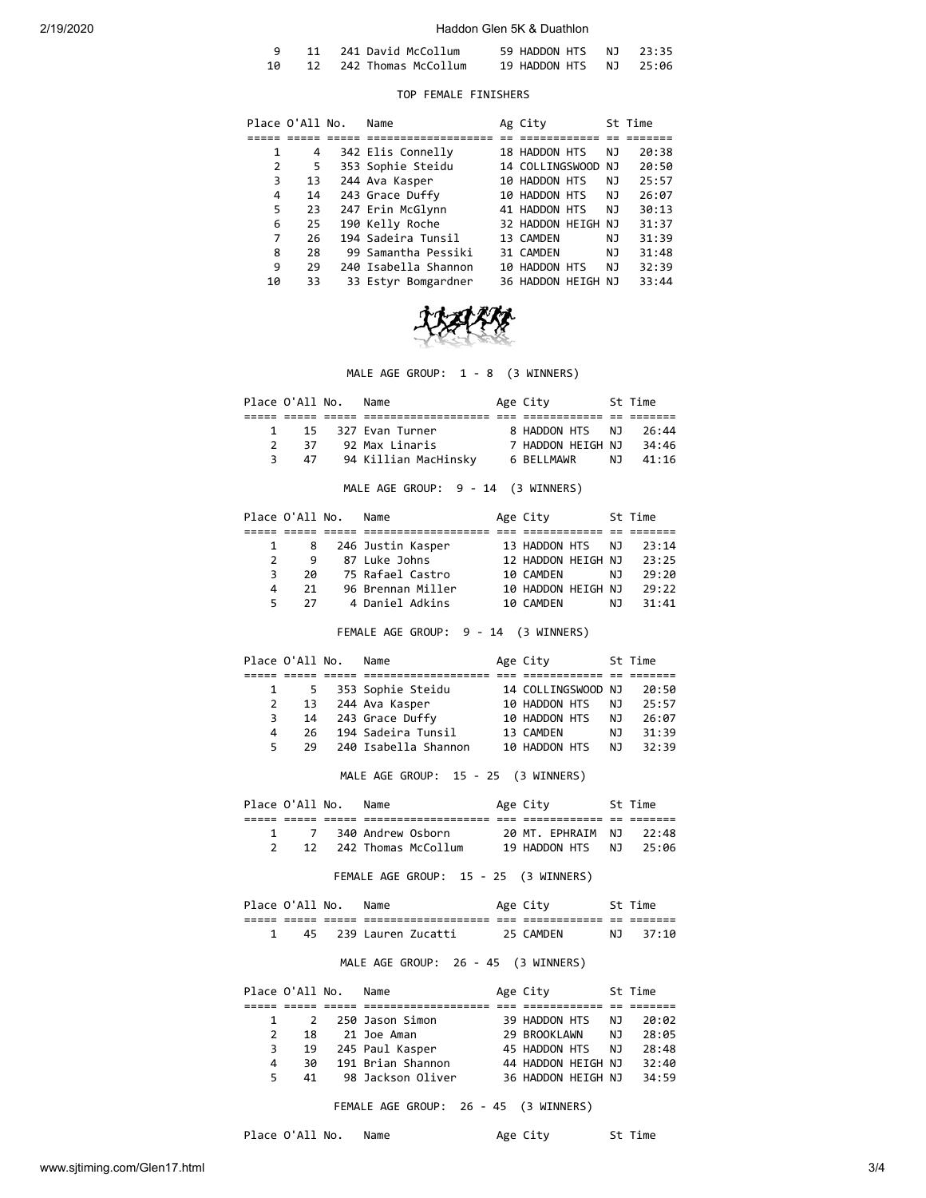| Place | O'All | No. | Name | Ag | City | St | Time |
|---|---|---|---|---|---|---|---|
| 9 | 11 | 241 | David McCollum | 59 | HADDON HTS | NJ | 23:35 |
| 10 | 12 | 242 | Thomas McCollum | 19 | HADDON HTS | NJ | 25:06 |

### TOP FEMALE FINISHERS

| Place | O'All | No. | Name | Ag | City | St | Time |
|---|---|---|---|---|---|---|---|
| 1 | 4 | 342 | Elis Connelly | 18 | HADDON HTS | NJ | 20:38 |
| 2 | 5 | 353 | Sophie Steidu | 14 | COLLINGSWOOD | NJ | 20:50 |
| 3 | 13 | 244 | Ava Kasper | 10 | HADDON HTS | NJ | 25:57 |
| 4 | 14 | 243 | Grace Duffy | 10 | HADDON HTS | NJ | 26:07 |
| 5 | 23 | 247 | Erin McGlynn | 41 | HADDON HTS | NJ | 30:13 |
| 6 | 25 | 190 | Kelly Roche | 32 | HADDON HEIGH | NJ | 31:37 |
| 7 | 26 | 194 | Sadeira Tunsil | 13 | CAMDEN | NJ | 31:39 |
| 8 | 28 | 99 | Samantha Pessiki | 31 | CAMDEN | NJ | 31:48 |
| 9 | 29 | 240 | Isabella Shannon | 10 | HADDON HTS | NJ | 32:39 |
| 10 | 33 | 33 | Estyr Bomgardner | 36 | HADDON HEIGH | NJ | 33:44 |

### MALE AGE GROUP: 1 - 8 (3 WINNERS)

| Place | O'All | No. | Name | Age | City | St | Time |
|---|---|---|---|---|---|---|---|
| 1 | 15 | 327 | Evan Turner | 8 | HADDON HTS | NJ | 26:44 |
| 2 | 37 | 92 | Max Linaris | 7 | HADDON HEIGH | NJ | 34:46 |
| 3 | 47 | 94 | Killian MacHinsky | 6 | BELLMAWR | NJ | 41:16 |

### MALE AGE GROUP: 9 - 14 (3 WINNERS)

| Place | O'All | No. | Name | Age | City | St | Time |
|---|---|---|---|---|---|---|---|
| 1 | 8 | 246 | Justin Kasper | 13 | HADDON HTS | NJ | 23:14 |
| 2 | 9 | 87 | Luke Johns | 12 | HADDON HEIGH | NJ | 23:25 |
| 3 | 20 | 75 | Rafael Castro | 10 | CAMDEN | NJ | 29:20 |
| 4 | 21 | 96 | Brennan Miller | 10 | HADDON HEIGH | NJ | 29:22 |
| 5 | 27 | 4 | Daniel Adkins | 10 | CAMDEN | NJ | 31:41 |

### FEMALE AGE GROUP: 9 - 14 (3 WINNERS)

| Place | O'All | No. | Name | Age | City | St | Time |
|---|---|---|---|---|---|---|---|
| 1 | 5 | 353 | Sophie Steidu | 14 | COLLINGSWOOD | NJ | 20:50 |
| 2 | 13 | 244 | Ava Kasper | 10 | HADDON HTS | NJ | 25:57 |
| 3 | 14 | 243 | Grace Duffy | 10 | HADDON HTS | NJ | 26:07 |
| 4 | 26 | 194 | Sadeira Tunsil | 13 | CAMDEN | NJ | 31:39 |
| 5 | 29 | 240 | Isabella Shannon | 10 | HADDON HTS | NJ | 32:39 |

### MALE AGE GROUP: 15 - 25 (3 WINNERS)

| Place | O'All | No. | Name | Age | City | St | Time |
|---|---|---|---|---|---|---|---|
| 1 | 7 | 340 | Andrew Osborn | 20 | MT. EPHRAIM | NJ | 22:48 |
| 2 | 12 | 242 | Thomas McCollum | 19 | HADDON HTS | NJ | 25:06 |

### FEMALE AGE GROUP: 15 - 25 (3 WINNERS)

| Place | O'All | No. | Name | Age | City | St | Time |
|---|---|---|---|---|---|---|---|
| 1 | 45 | 239 | Lauren Zucatti | 25 | CAMDEN | NJ | 37:10 |

### MALE AGE GROUP: 26 - 45 (3 WINNERS)

| Place | O'All | No. | Name | Age | City | St | Time |
|---|---|---|---|---|---|---|---|
| 1 | 2 | 250 | Jason Simon | 39 | HADDON HTS | NJ | 20:02 |
| 2 | 18 | 21 | Joe Aman | 29 | BROOKLAWN | NJ | 28:05 |
| 3 | 19 | 245 | Paul Kasper | 45 | HADDON HTS | NJ | 28:48 |
| 4 | 30 | 191 | Brian Shannon | 44 | HADDON HEIGH | NJ | 32:40 |
| 5 | 41 | 98 | Jackson Oliver | 36 | HADDON HEIGH | NJ | 34:59 |

### FEMALE AGE GROUP: 26 - 45 (3 WINNERS)

| Place | O'All | No. | Name | Age | City | St | Time |
|---|---|---|---|---|---|---|---|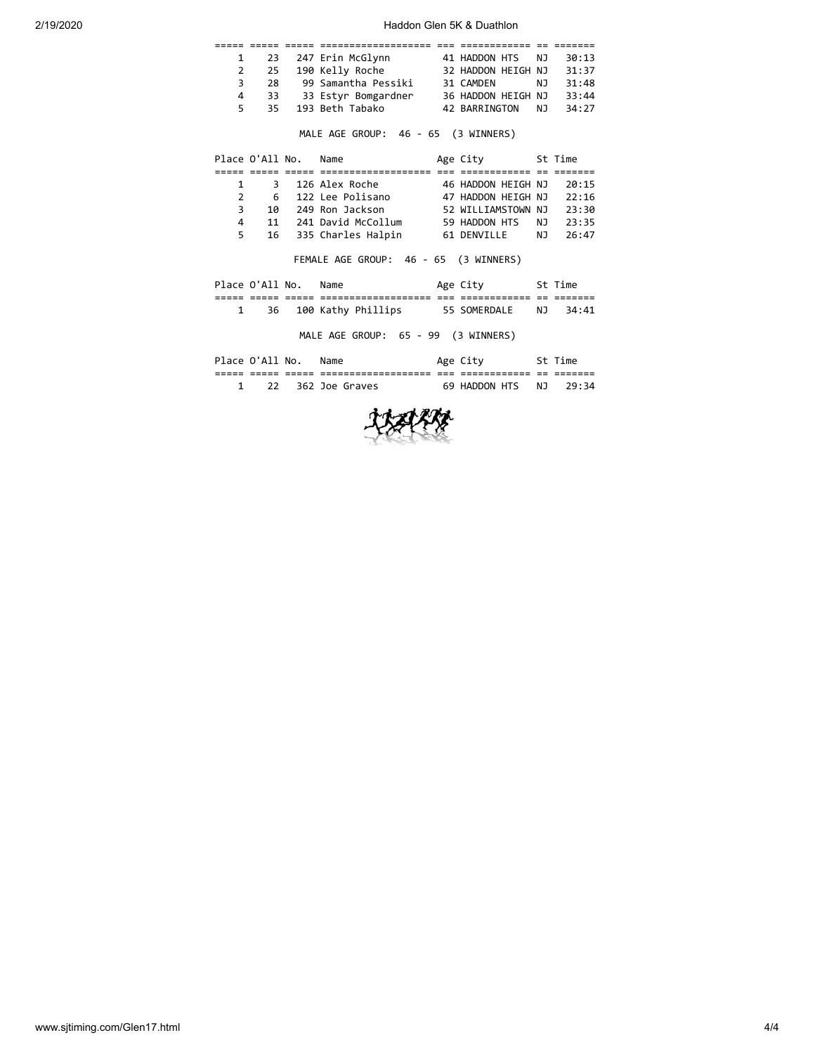| Place | O'All | No. | Name | Age | City | St | Time |
|---|---|---|---|---|---|---|---|
| 1 | 23 | 247 | Erin McGlynn | 41 | HADDON HTS | NJ | 30:13 |
| 2 | 25 | 190 | Kelly Roche | 32 | HADDON HEIGH | NJ | 31:37 |
| 3 | 28 | 99 | Samantha Pessiki | 31 | CAMDEN | NJ | 31:48 |
| 4 | 33 | 33 | Estyr Bomgardner | 36 | HADDON HEIGH | NJ | 33:44 |
| 5 | 35 | 193 | Beth Tabako | 42 | BARRINGTON | NJ | 34:27 |

MALE AGE GROUP: 46 - 65 (3 WINNERS)

| Place | O'All | No. | Name | Age | City | St | Time |
|---|---|---|---|---|---|---|---|
| 1 | 3 | 126 | Alex Roche | 46 | HADDON HEIGH | NJ | 20:15 |
| 2 | 6 | 122 | Lee Polisano | 47 | HADDON HEIGH | NJ | 22:16 |
| 3 | 10 | 249 | Ron Jackson | 52 | WILLIAMSTOWN | NJ | 23:30 |
| 4 | 11 | 241 | David McCollum | 59 | HADDON HTS | NJ | 23:35 |
| 5 | 16 | 335 | Charles Halpin | 61 | DENVILLE | NJ | 26:47 |

FEMALE AGE GROUP: 46 - 65 (3 WINNERS)

| Place | O'All | No. | Name | Age | City | St | Time |
|---|---|---|---|---|---|---|---|
| 1 | 36 | 100 | Kathy Phillips | 55 | SOMERDALE | NJ | 34:41 |

MALE AGE GROUP: 65 - 99 (3 WINNERS)

| Place | O'All | No. | Name | Age | City | St | Time |
|---|---|---|---|---|---|---|---|
| 1 | 22 | 362 | Joe Graves | 69 | HADDON HTS | NJ | 29:34 |